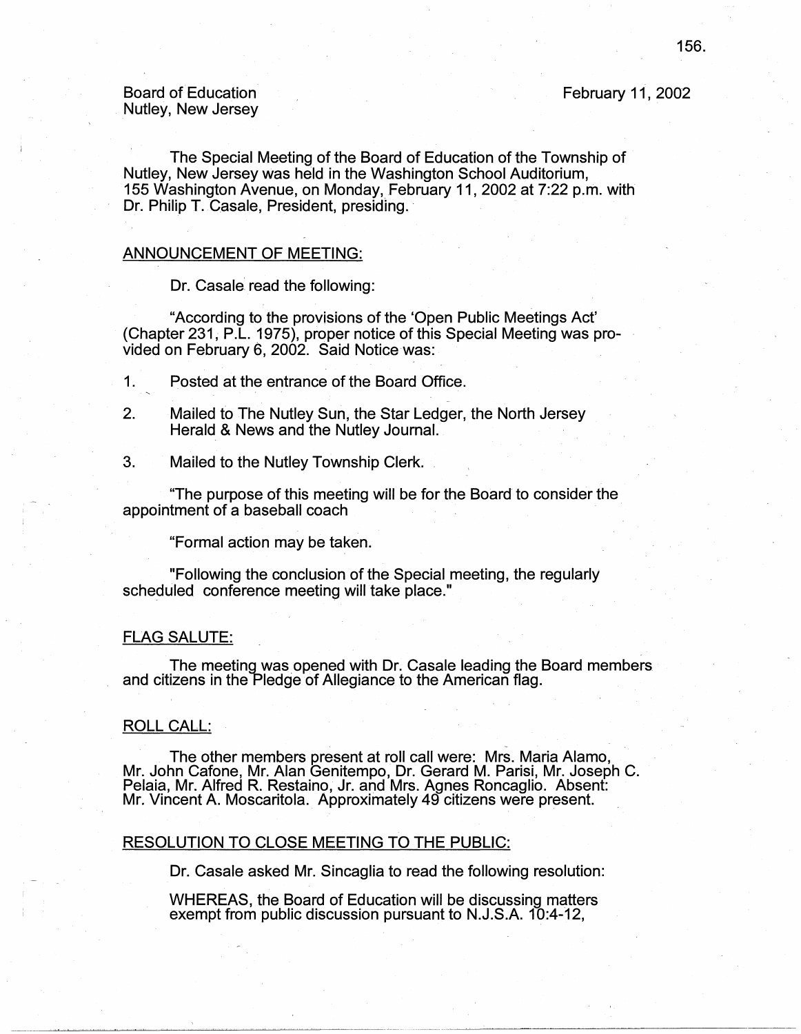Board of Education
Nutley, New Jersey

February 11, 2002

The Special Meeting of the Board of Education of the Township of Nutley, New Jersey was held in the Washington School Auditorium, 155 Washington Avenue, on Monday, February 11, 2002 at 7:22 p.m. with Dr. Philip T. Casale, President, presiding.

## ANNOUNCEMENT OF MEETING:

Dr. Casale read the following:

"According to the provisions of the 'Open Public Meetings Act' (Chapter 231, P.L. 1975), proper notice of this Special Meeting was provided on February 6, 2002. Said Notice was:

1. Posted at the entrance of the Board Office.
2. Mailed to The Nutley Sun, the Star Ledger, the North Jersey Herald & News and the Nutley Journal.
3. Mailed to the Nutley Township Clerk.

"The purpose of this meeting will be for the Board to consider the appointment of a baseball coach

"Formal action may be taken.

"Following the conclusion of the Special meeting, the regularly scheduled conference meeting will take place."

## FLAG SALUTE:

The meeting was opened with Dr. Casale leading the Board members and citizens in the Pledge of Allegiance to the American flag.

## ROLL CALL:

The other members present at roll call were: Mrs. Maria Alamo, Mr. John Cafone, Mr. Alan Genitempo, Dr. Gerard M. Parisi, Mr. Joseph C. Pelaia, Mr. Alfred R. Restaino, Jr. and Mrs. Agnes Roncaglio. Absent: Mr. Vincent A. Moscaritola. Approximately 49 citizens were present.

## RESOLUTION TO CLOSE MEETING TO THE PUBLIC:

Dr. Casale asked Mr. Sincaglia to read the following resolution:

WHEREAS, the Board of Education will be discussing matters exempt from public discussion pursuant to N.J.S.A. 10:4-12,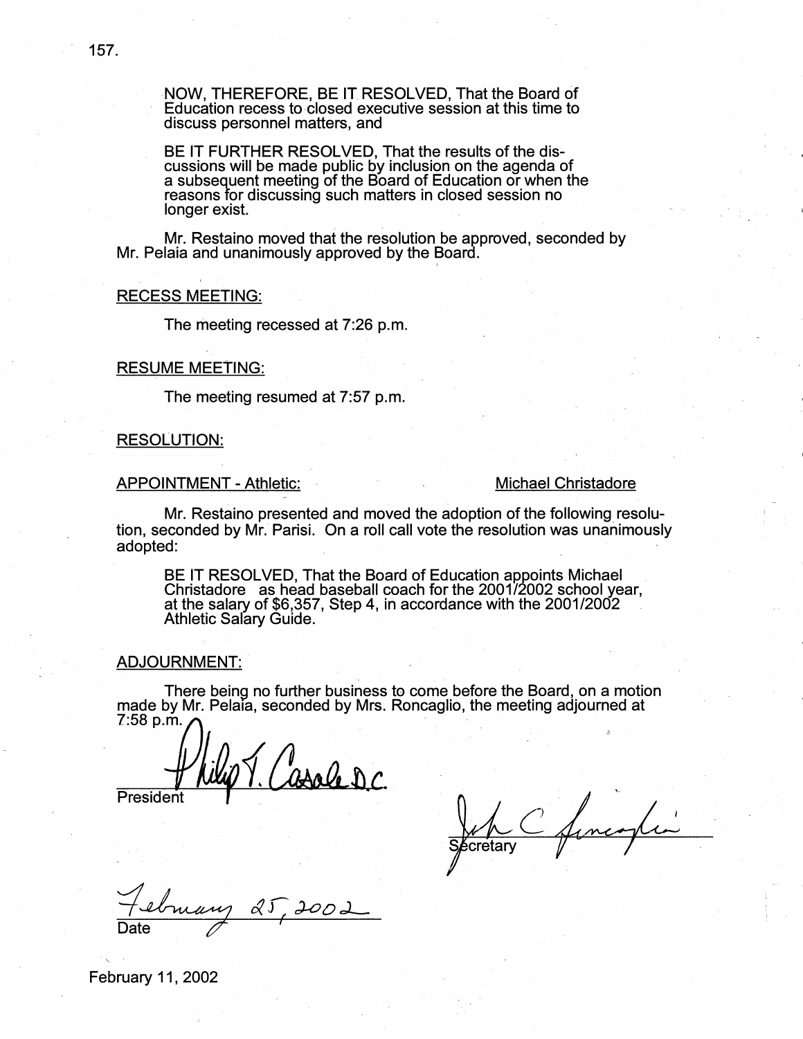NOW, THEREFORE, BE IT RESOLVED, That the Board of Education recess to closed executive session at this time to discuss personnel matters, and

BE IT FURTHER RESOLVED, That the results of the discussions will be made public by inclusion on the agenda of a subsequent meeting of the Board of Education or when the reasons for discussing such matters in closed session no longer exist.

Mr. Restaino moved that the resolution be approved, seconded by Mr. Pelaia and unanimously approved by the Board.

RECESS MEETING:

The meeting recessed at 7:26 p.m.

RESUME MEETING:

The meeting resumed at 7:57 p.m.

RESOLUTION:

APPOINTMENT - Athletic: Michael Christadore

Mr. Restaino presented and moved the adoption of the following resolution, seconded by Mr. Parisi. On a roll call vote the resolution was unanimously adopted:

BE IT RESOLVED, That the Board of Education appoints Michael Christadore as head baseball coach for the 2001/2002 school year, at the salary of $6,357, Step 4, in accordance with the 2001/2002 Athletic Salary Guide.

ADJOURNMENT:

There being no further business to come before the Board, on a motion made by Mr. Pelaia, seconded by Mrs. Roncaglio, the meeting adjourned at 7:58 p.m.

Philip T. Casale D.C.
President

John C Roncaglio
Secretary

February 25, 2002
Date

February 11, 2002